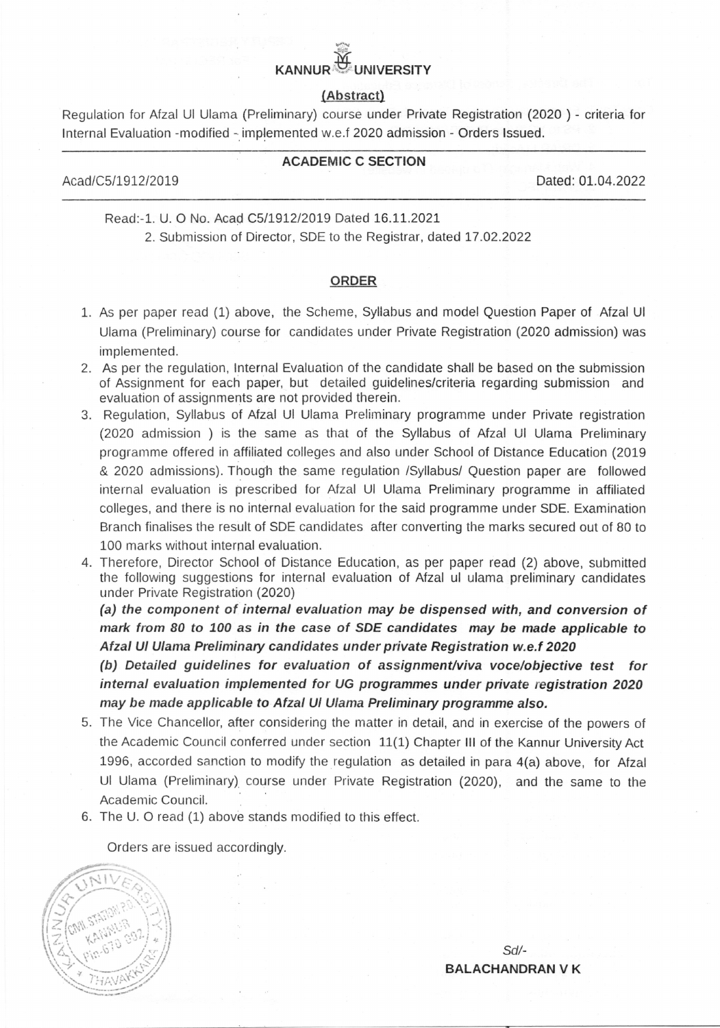# KANNUR UNIVERSITY

## (Abstract)

Regulation for Afzal Ul Ulama (Preliminary) course under Private Registration (2020 ) - criteria for Internal Evaluation -modified - implemented w.e.f 2020 admission - Orders Issued.

---

**ACADEMIC C SECTION**

Acad/C5/1912/2019 Dated: 01.04.2022

---

Read:-1. U. O No. Acad C5/1912/2019 Dated 16.11.2021

2. Submission of Director, SDE to the Registrar, dated 17.02.2022

## ORDER

1. As per paper read (1) above, the Scheme, Syllabus and model Question Paper of Afzal Ul Ulama (Preliminary) course for candidates under Private Registration (2020 admission) was implemented.
2. As per the regulation, Internal Evaluation of the candidate shall be based on the submission of Assignment for each paper, but detailed guidelines/criteria regarding submission and evaluation of assignments are not provided therein.
3. Regulation, Syllabus of Afzal Ul Ulama Preliminary programme under Private registration (2020 admission ) is the same as that of the Syllabus of Afzal Ul Ulama Preliminary programme offered in affiliated colleges and also under School of Distance Education (2019 & 2020 admissions). Though the same regulation /Syllabus/ Question paper are followed internal evaluation is prescribed for Afzal Ul Ulama Preliminary programme in affiliated colleges, and there is no internal evaluation for the said programme under SDE. Examination Branch finalises the result of SDE candidates after converting the marks secured out of 80 to 100 marks without internal evaluation.
4. Therefore, Director School of Distance Education, as per paper read (2) above, submitted the following suggestions for internal evaluation of Afzal ul ulama preliminary candidates under Private Registration (2020)

   ***(a) the component of internal evaluation may be dispensed with, and conversion of mark from 80 to 100 as in the case of SDE candidates may be made applicable to Afzal Ul Ulama Preliminary candidates under private Registration w.e.f 2020***

   ***(b) Detailed guidelines for evaluation of assignment/viva voce/objective test for internal evaluation implemented for UG programmes under private registration 2020 may be made applicable to Afzal Ul Ulama Preliminary programme also.***
5. The Vice Chancellor, after considering the matter in detail, and in exercise of the powers of the Academic Council conferred under section 11(1) Chapter III of the Kannur University Act 1996, accorded sanction to modify the regulation as detailed in para 4(a) above, for Afzal Ul Ulama (Preliminary) course under Private Registration (2020), and the same to the Academic Council.
6. The U. O read (1) above stands modified to this effect.

Orders are issued accordingly.

Sd/-

**BALACHANDRAN V K**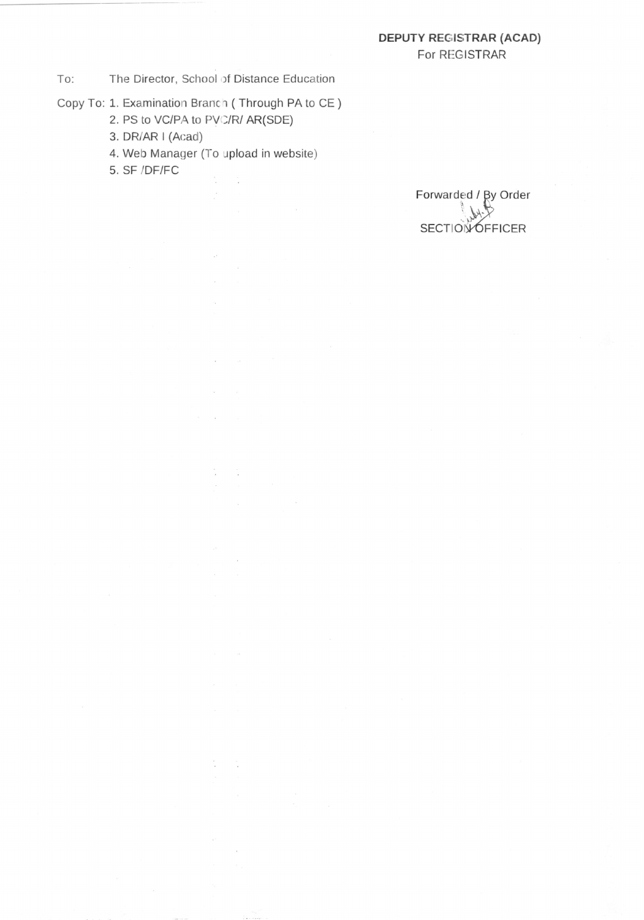**DEPUTY REGISTRAR (ACAD)**
For REGISTRAR

To: The Director, School of Distance Education

Copy To: 1. Examination Branch ( Through PA to CE )
2. PS to VC/PA to PVC/R/ AR(SDE)
3. DR/AR I (Acad)
4. Web Manager (To upload in website)
5. SF /DF/FC

Forwarded / By Order

SECTION OFFICER